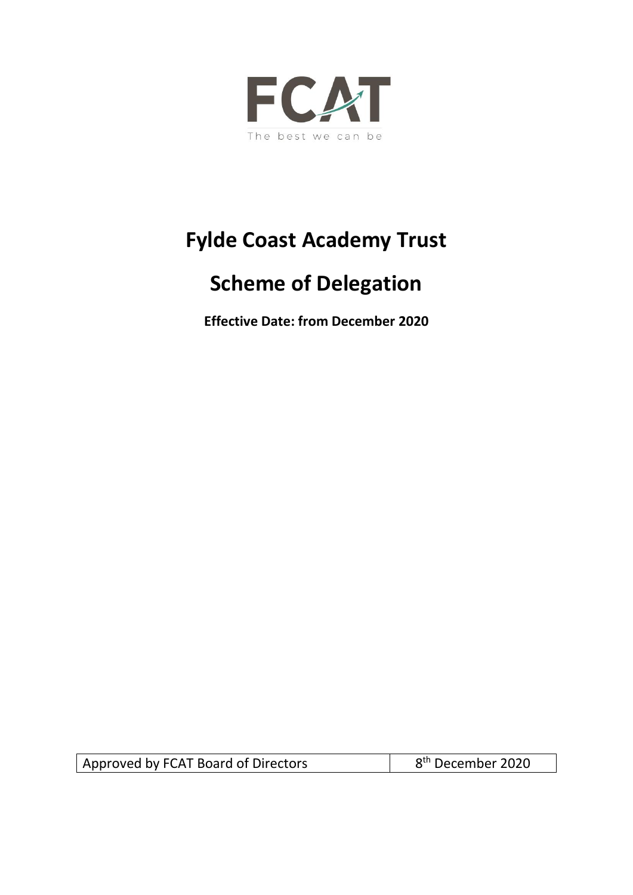FCAT

The best we can be

# Fylde Coast Academy Trust

# Scheme of Delegation

**Effective Date: from December 2020**

| Approved by FCAT Board of Directors | 8th December 2020 |
| --- | --- |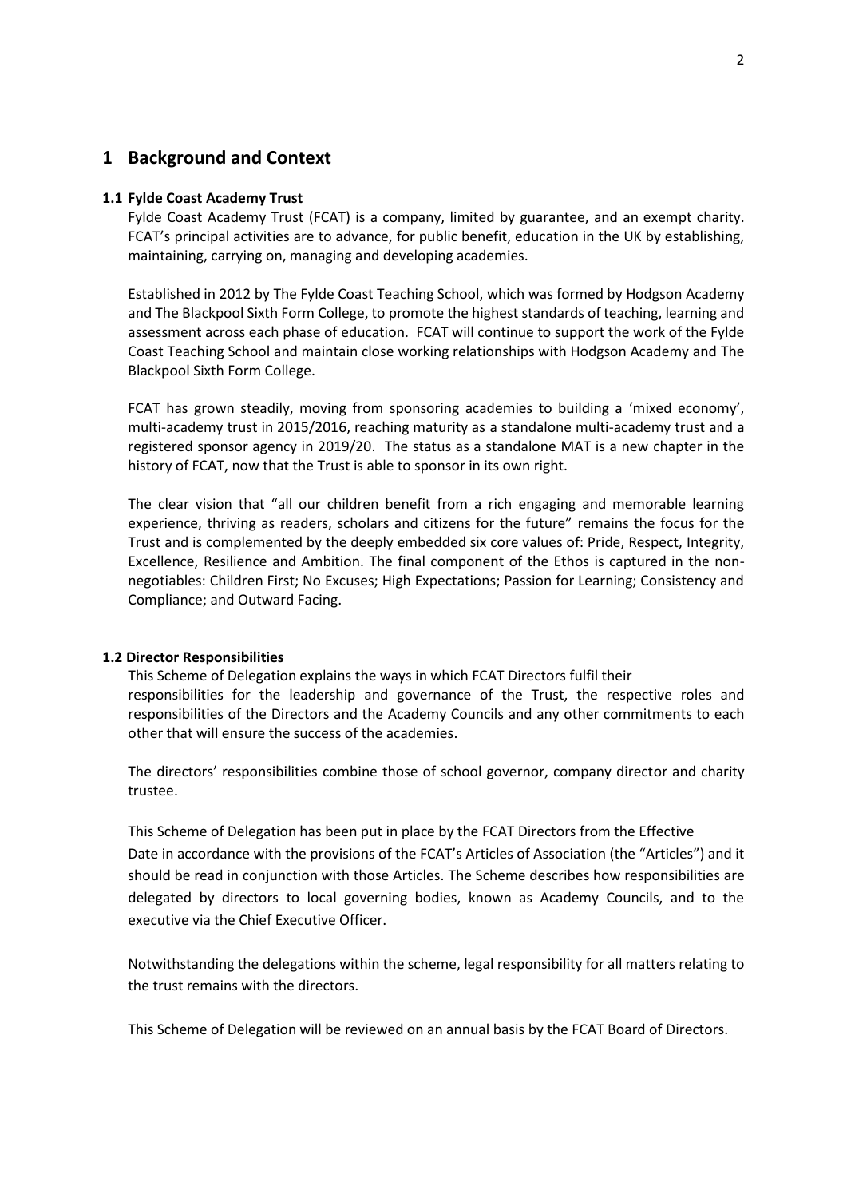# 1 Background and Context

### 1.1 Fylde Coast Academy Trust

Fylde Coast Academy Trust (FCAT) is a company, limited by guarantee, and an exempt charity. FCAT's principal activities are to advance, for public benefit, education in the UK by establishing, maintaining, carrying on, managing and developing academies.

Established in 2012 by The Fylde Coast Teaching School, which was formed by Hodgson Academy and The Blackpool Sixth Form College, to promote the highest standards of teaching, learning and assessment across each phase of education. FCAT will continue to support the work of the Fylde Coast Teaching School and maintain close working relationships with Hodgson Academy and The Blackpool Sixth Form College.

FCAT has grown steadily, moving from sponsoring academies to building a 'mixed economy', multi-academy trust in 2015/2016, reaching maturity as a standalone multi-academy trust and a registered sponsor agency in 2019/20. The status as a standalone MAT is a new chapter in the history of FCAT, now that the Trust is able to sponsor in its own right.

The clear vision that "all our children benefit from a rich engaging and memorable learning experience, thriving as readers, scholars and citizens for the future" remains the focus for the Trust and is complemented by the deeply embedded six core values of: Pride, Respect, Integrity, Excellence, Resilience and Ambition. The final component of the Ethos is captured in the non-negotiables: Children First; No Excuses; High Expectations; Passion for Learning; Consistency and Compliance; and Outward Facing.

### 1.2 Director Responsibilities

This Scheme of Delegation explains the ways in which FCAT Directors fulfil their responsibilities for the leadership and governance of the Trust, the respective roles and responsibilities of the Directors and the Academy Councils and any other commitments to each other that will ensure the success of the academies.

The directors' responsibilities combine those of school governor, company director and charity trustee.

This Scheme of Delegation has been put in place by the FCAT Directors from the Effective Date in accordance with the provisions of the FCAT's Articles of Association (the "Articles") and it should be read in conjunction with those Articles. The Scheme describes how responsibilities are delegated by directors to local governing bodies, known as Academy Councils, and to the executive via the Chief Executive Officer.

Notwithstanding the delegations within the scheme, legal responsibility for all matters relating to the trust remains with the directors.

This Scheme of Delegation will be reviewed on an annual basis by the FCAT Board of Directors.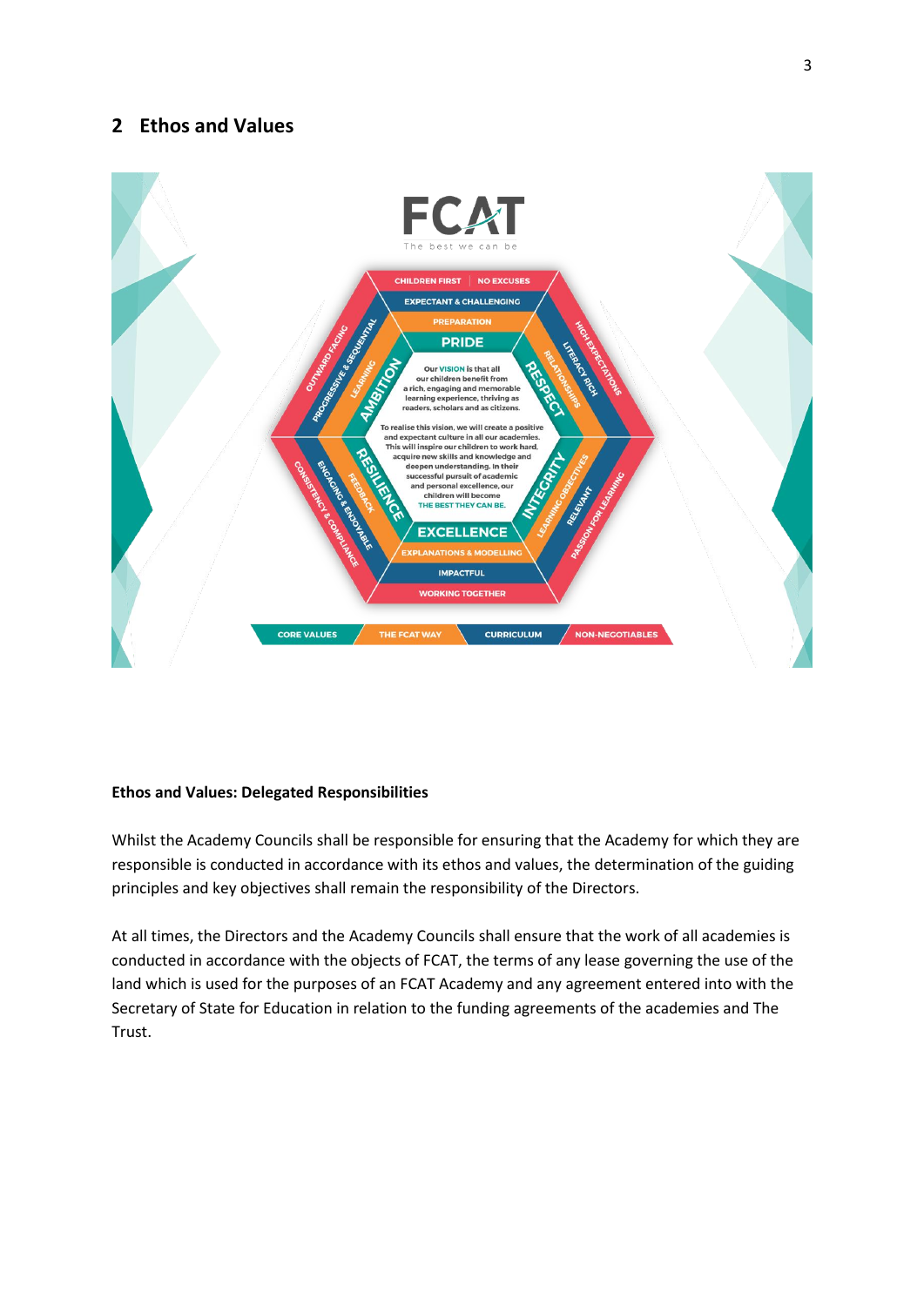## 2 Ethos and Values

**FCAT**

The best we can be

Our VISION is that all our children benefit from a rich, engaging and memorable learning experience, thriving as readers, scholars and as citizens.

To realise this vision, we will create a positive and expectant culture in all our academies. This will inspire our children to work hard, acquire new skills and knowledge and deepen understanding. In their successful pursuit of academic and personal excellence, our children will become THE BEST THEY CAN BE.

- CORE VALUES: PRIDE, RESPECT, INTEGRITY, EXCELLENCE, RESILIENCE, AMBITION
- THE FCAT WAY: PREPARATION, RELATIONSHIPS, LEARNING OBJECTIVES, EXPLANATIONS & MODELLING, FEEDBACK, LEARNING
- CURRICULUM: EXPECTANT & CHALLENGING, LITERACY RICH, RELEVANT, IMPACTFUL, ENGAGING & ENJOYABLE, PROGRESSIVE & SEQUENTIAL
- NON-NEGOTIABLES: CHILDREN FIRST, NO EXCUSES, HIGH EXPECTATIONS, PASSION FOR LEARNING, WORKING TOGETHER, CONSISTENCY & COMPLIANCE, OUTWARD FACING

**Ethos and Values: Delegated Responsibilities**

Whilst the Academy Councils shall be responsible for ensuring that the Academy for which they are responsible is conducted in accordance with its ethos and values, the determination of the guiding principles and key objectives shall remain the responsibility of the Directors.

At all times, the Directors and the Academy Councils shall ensure that the work of all academies is conducted in accordance with the objects of FCAT, the terms of any lease governing the use of the land which is used for the purposes of an FCAT Academy and any agreement entered into with the Secretary of State for Education in relation to the funding agreements of the academies and The Trust.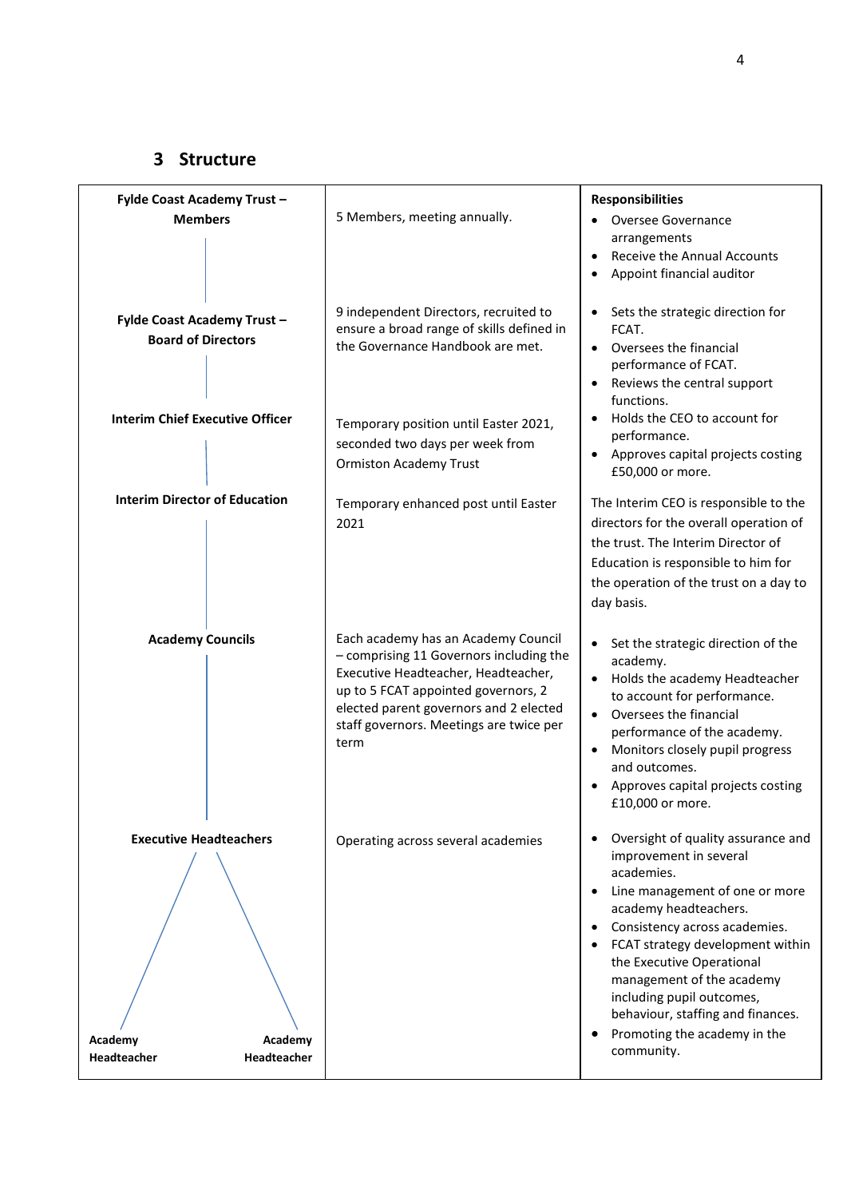## 3 Structure

| | | Responsibilities |
|---|---|---|
| **Fylde Coast Academy Trust – Members** | 5 Members, meeting annually. | • Oversee Governance arrangements<br>• Receive the Annual Accounts<br>• Appoint financial auditor |
| **Fylde Coast Academy Trust – Board of Directors** | 9 independent Directors, recruited to ensure a broad range of skills defined in the Governance Handbook are met. | • Sets the strategic direction for FCAT.<br>• Oversees the financial performance of FCAT.<br>• Reviews the central support functions.<br>• Holds the CEO to account for performance.<br>• Approves capital projects costing £50,000 or more. |
| **Interim Chief Executive Officer** | Temporary position until Easter 2021, seconded two days per week from Ormiston Academy Trust | |
| **Interim Director of Education** | Temporary enhanced post until Easter 2021 | The Interim CEO is responsible to the directors for the overall operation of the trust. The Interim Director of Education is responsible to him for the operation of the trust on a day to day basis. |
| **Academy Councils** | Each academy has an Academy Council – comprising 11 Governors including the Executive Headteacher, Headteacher, up to 5 FCAT appointed governors, 2 elected parent governors and 2 elected staff governors. Meetings are twice per term | • Set the strategic direction of the academy.<br>• Holds the academy Headteacher to account for performance.<br>• Oversees the financial performance of the academy.<br>• Monitors closely pupil progress and outcomes.<br>• Approves capital projects costing £10,000 or more. |
| **Executive Headteachers**<br>**Academy Headteacher** / **Academy Headteacher** | Operating across several academies | • Oversight of quality assurance and improvement in several academies.<br>• Line management of one or more academy headteachers.<br>• Consistency across academies.<br>• FCAT strategy development within the Executive Operational management of the academy including pupil outcomes, behaviour, staffing and finances.<br>• Promoting the academy in the community. |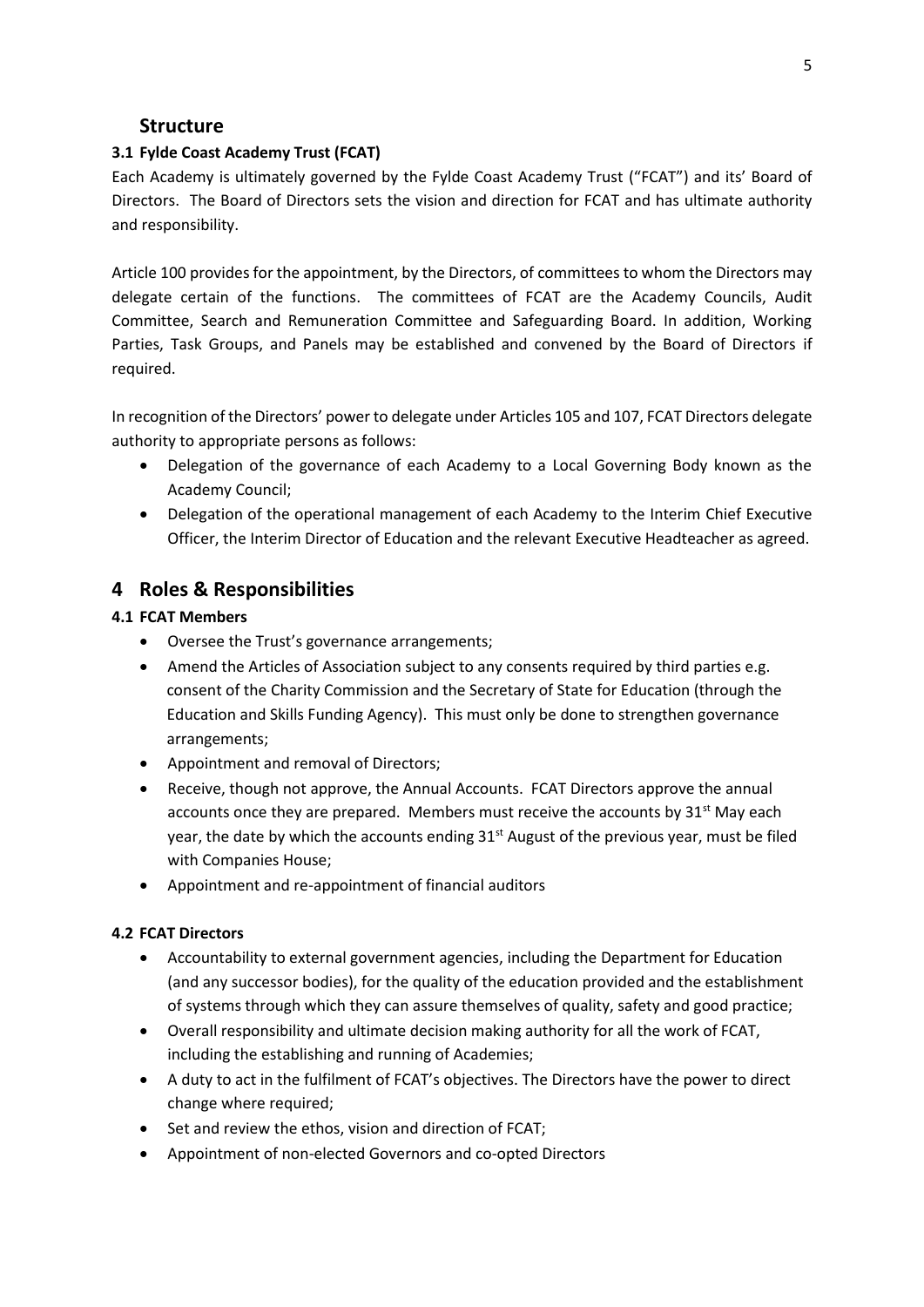## Structure

### 3.1 Fylde Coast Academy Trust (FCAT)

Each Academy is ultimately governed by the Fylde Coast Academy Trust ("FCAT") and its' Board of Directors. The Board of Directors sets the vision and direction for FCAT and has ultimate authority and responsibility.

Article 100 provides for the appointment, by the Directors, of committees to whom the Directors may delegate certain of the functions. The committees of FCAT are the Academy Councils, Audit Committee, Search and Remuneration Committee and Safeguarding Board. In addition, Working Parties, Task Groups, and Panels may be established and convened by the Board of Directors if required.

In recognition of the Directors' power to delegate under Articles 105 and 107, FCAT Directors delegate authority to appropriate persons as follows:

- Delegation of the governance of each Academy to a Local Governing Body known as the Academy Council;
- Delegation of the operational management of each Academy to the Interim Chief Executive Officer, the Interim Director of Education and the relevant Executive Headteacher as agreed.

## 4 Roles & Responsibilities

### 4.1 FCAT Members

- Oversee the Trust's governance arrangements;
- Amend the Articles of Association subject to any consents required by third parties e.g. consent of the Charity Commission and the Secretary of State for Education (through the Education and Skills Funding Agency). This must only be done to strengthen governance arrangements;
- Appointment and removal of Directors;
- Receive, though not approve, the Annual Accounts. FCAT Directors approve the annual accounts once they are prepared. Members must receive the accounts by 31st May each year, the date by which the accounts ending 31st August of the previous year, must be filed with Companies House;
- Appointment and re-appointment of financial auditors

### 4.2 FCAT Directors

- Accountability to external government agencies, including the Department for Education (and any successor bodies), for the quality of the education provided and the establishment of systems through which they can assure themselves of quality, safety and good practice;
- Overall responsibility and ultimate decision making authority for all the work of FCAT, including the establishing and running of Academies;
- A duty to act in the fulfilment of FCAT's objectives. The Directors have the power to direct change where required;
- Set and review the ethos, vision and direction of FCAT;
- Appointment of non-elected Governors and co-opted Directors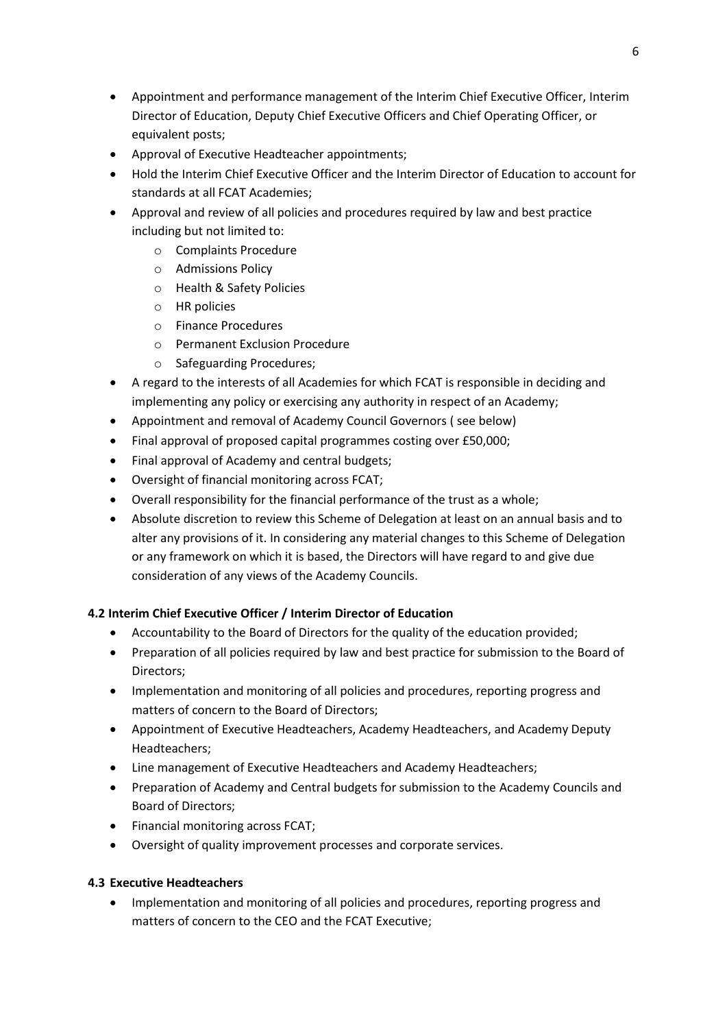- Appointment and performance management of the Interim Chief Executive Officer, Interim Director of Education, Deputy Chief Executive Officers and Chief Operating Officer, or equivalent posts;
- Approval of Executive Headteacher appointments;
- Hold the Interim Chief Executive Officer and the Interim Director of Education to account for standards at all FCAT Academies;
- Approval and review of all policies and procedures required by law and best practice including but not limited to:
    - Complaints Procedure
    - Admissions Policy
    - Health & Safety Policies
    - HR policies
    - Finance Procedures
    - Permanent Exclusion Procedure
    - Safeguarding Procedures;
- A regard to the interests of all Academies for which FCAT is responsible in deciding and implementing any policy or exercising any authority in respect of an Academy;
- Appointment and removal of Academy Council Governors ( see below)
- Final approval of proposed capital programmes costing over £50,000;
- Final approval of Academy and central budgets;
- Oversight of financial monitoring across FCAT;
- Overall responsibility for the financial performance of the trust as a whole;
- Absolute discretion to review this Scheme of Delegation at least on an annual basis and to alter any provisions of it. In considering any material changes to this Scheme of Delegation or any framework on which it is based, the Directors will have regard to and give due consideration of any views of the Academy Councils.

**4.2 Interim Chief Executive Officer / Interim Director of Education**

- Accountability to the Board of Directors for the quality of the education provided;
- Preparation of all policies required by law and best practice for submission to the Board of Directors;
- Implementation and monitoring of all policies and procedures, reporting progress and matters of concern to the Board of Directors;
- Appointment of Executive Headteachers, Academy Headteachers, and Academy Deputy Headteachers;
- Line management of Executive Headteachers and Academy Headteachers;
- Preparation of Academy and Central budgets for submission to the Academy Councils and Board of Directors;
- Financial monitoring across FCAT;
- Oversight of quality improvement processes and corporate services.

**4.3 Executive Headteachers**

- Implementation and monitoring of all policies and procedures, reporting progress and matters of concern to the CEO and the FCAT Executive;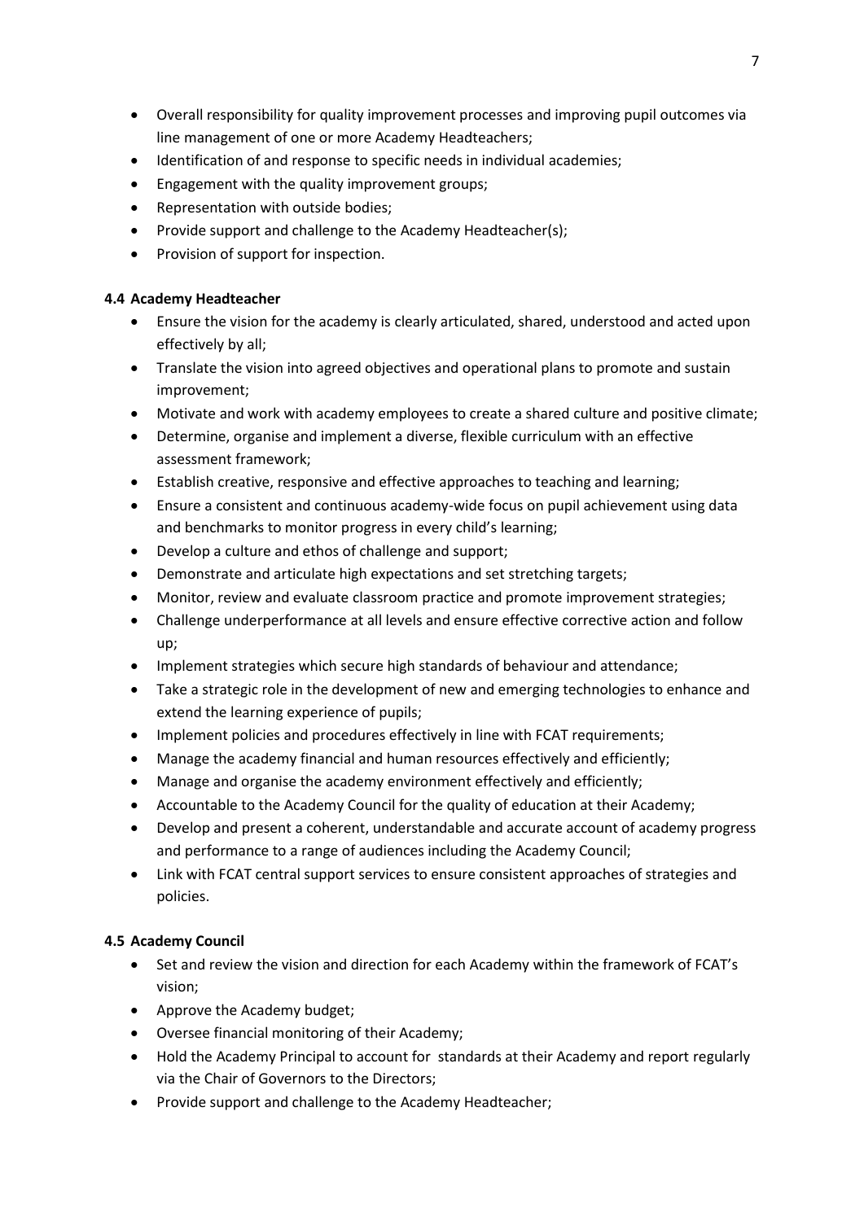- Overall responsibility for quality improvement processes and improving pupil outcomes via line management of one or more Academy Headteachers;
- Identification of and response to specific needs in individual academies;
- Engagement with the quality improvement groups;
- Representation with outside bodies;
- Provide support and challenge to the Academy Headteacher(s);
- Provision of support for inspection.

### 4.4 Academy Headteacher

- Ensure the vision for the academy is clearly articulated, shared, understood and acted upon effectively by all;
- Translate the vision into agreed objectives and operational plans to promote and sustain improvement;
- Motivate and work with academy employees to create a shared culture and positive climate;
- Determine, organise and implement a diverse, flexible curriculum with an effective assessment framework;
- Establish creative, responsive and effective approaches to teaching and learning;
- Ensure a consistent and continuous academy-wide focus on pupil achievement using data and benchmarks to monitor progress in every child's learning;
- Develop a culture and ethos of challenge and support;
- Demonstrate and articulate high expectations and set stretching targets;
- Monitor, review and evaluate classroom practice and promote improvement strategies;
- Challenge underperformance at all levels and ensure effective corrective action and follow up;
- Implement strategies which secure high standards of behaviour and attendance;
- Take a strategic role in the development of new and emerging technologies to enhance and extend the learning experience of pupils;
- Implement policies and procedures effectively in line with FCAT requirements;
- Manage the academy financial and human resources effectively and efficiently;
- Manage and organise the academy environment effectively and efficiently;
- Accountable to the Academy Council for the quality of education at their Academy;
- Develop and present a coherent, understandable and accurate account of academy progress and performance to a range of audiences including the Academy Council;
- Link with FCAT central support services to ensure consistent approaches of strategies and policies.

### 4.5 Academy Council

- Set and review the vision and direction for each Academy within the framework of FCAT's vision;
- Approve the Academy budget;
- Oversee financial monitoring of their Academy;
- Hold the Academy Principal to account for standards at their Academy and report regularly via the Chair of Governors to the Directors;
- Provide support and challenge to the Academy Headteacher;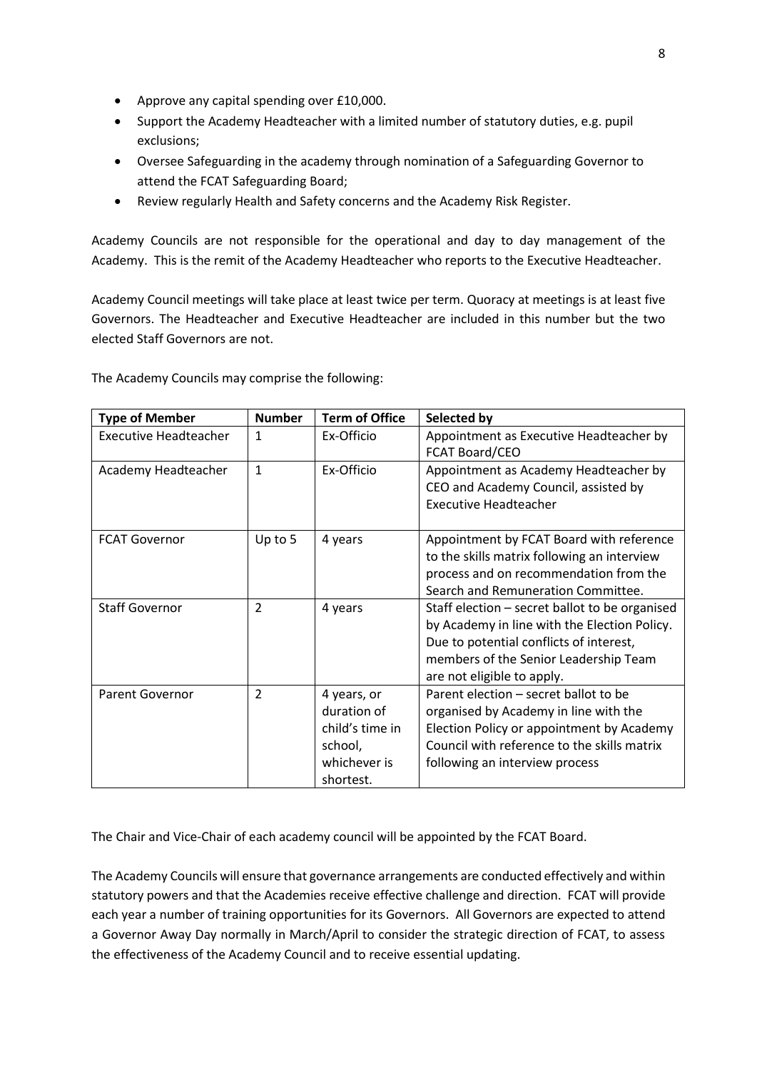- Approve any capital spending over £10,000.
- Support the Academy Headteacher with a limited number of statutory duties, e.g. pupil exclusions;
- Oversee Safeguarding in the academy through nomination of a Safeguarding Governor to attend the FCAT Safeguarding Board;
- Review regularly Health and Safety concerns and the Academy Risk Register.

Academy Councils are not responsible for the operational and day to day management of the Academy. This is the remit of the Academy Headteacher who reports to the Executive Headteacher.

Academy Council meetings will take place at least twice per term. Quoracy at meetings is at least five Governors. The Headteacher and Executive Headteacher are included in this number but the two elected Staff Governors are not.

The Academy Councils may comprise the following:

| Type of Member | Number | Term of Office | Selected by |
|---|---|---|---|
| Executive Headteacher | 1 | Ex-Officio | Appointment as Executive Headteacher by FCAT Board/CEO |
| Academy Headteacher | 1 | Ex-Officio | Appointment as Academy Headteacher by CEO and Academy Council, assisted by Executive Headteacher |
| FCAT Governor | Up to 5 | 4 years | Appointment by FCAT Board with reference to the skills matrix following an interview process and on recommendation from the Search and Remuneration Committee. |
| Staff Governor | 2 | 4 years | Staff election – secret ballot to be organised by Academy in line with the Election Policy. Due to potential conflicts of interest, members of the Senior Leadership Team are not eligible to apply. |
| Parent Governor | 2 | 4 years, or duration of child's time in school, whichever is shortest. | Parent election – secret ballot to be organised by Academy in line with the Election Policy or appointment by Academy Council with reference to the skills matrix following an interview process |

The Chair and Vice-Chair of each academy council will be appointed by the FCAT Board.

The Academy Councils will ensure that governance arrangements are conducted effectively and within statutory powers and that the Academies receive effective challenge and direction. FCAT will provide each year a number of training opportunities for its Governors. All Governors are expected to attend a Governor Away Day normally in March/April to consider the strategic direction of FCAT, to assess the effectiveness of the Academy Council and to receive essential updating.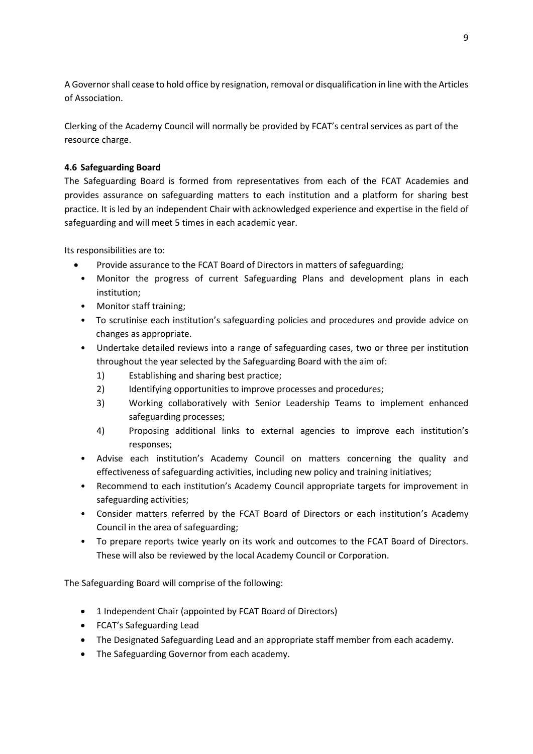A Governor shall cease to hold office by resignation, removal or disqualification in line with the Articles of Association.

Clerking of the Academy Council will normally be provided by FCAT's central services as part of the resource charge.

**4.6 Safeguarding Board**

The Safeguarding Board is formed from representatives from each of the FCAT Academies and provides assurance on safeguarding matters to each institution and a platform for sharing best practice. It is led by an independent Chair with acknowledged experience and expertise in the field of safeguarding and will meet 5 times in each academic year.

Its responsibilities are to:

- Provide assurance to the FCAT Board of Directors in matters of safeguarding;
- Monitor the progress of current Safeguarding Plans and development plans in each institution;
- Monitor staff training;
- To scrutinise each institution's safeguarding policies and procedures and provide advice on changes as appropriate.
- Undertake detailed reviews into a range of safeguarding cases, two or three per institution throughout the year selected by the Safeguarding Board with the aim of:
  1) Establishing and sharing best practice;
  2) Identifying opportunities to improve processes and procedures;
  3) Working collaboratively with Senior Leadership Teams to implement enhanced safeguarding processes;
  4) Proposing additional links to external agencies to improve each institution's responses;
- Advise each institution's Academy Council on matters concerning the quality and effectiveness of safeguarding activities, including new policy and training initiatives;
- Recommend to each institution's Academy Council appropriate targets for improvement in safeguarding activities;
- Consider matters referred by the FCAT Board of Directors or each institution's Academy Council in the area of safeguarding;
- To prepare reports twice yearly on its work and outcomes to the FCAT Board of Directors. These will also be reviewed by the local Academy Council or Corporation.

The Safeguarding Board will comprise of the following:

- 1 Independent Chair (appointed by FCAT Board of Directors)
- FCAT's Safeguarding Lead
- The Designated Safeguarding Lead and an appropriate staff member from each academy.
- The Safeguarding Governor from each academy.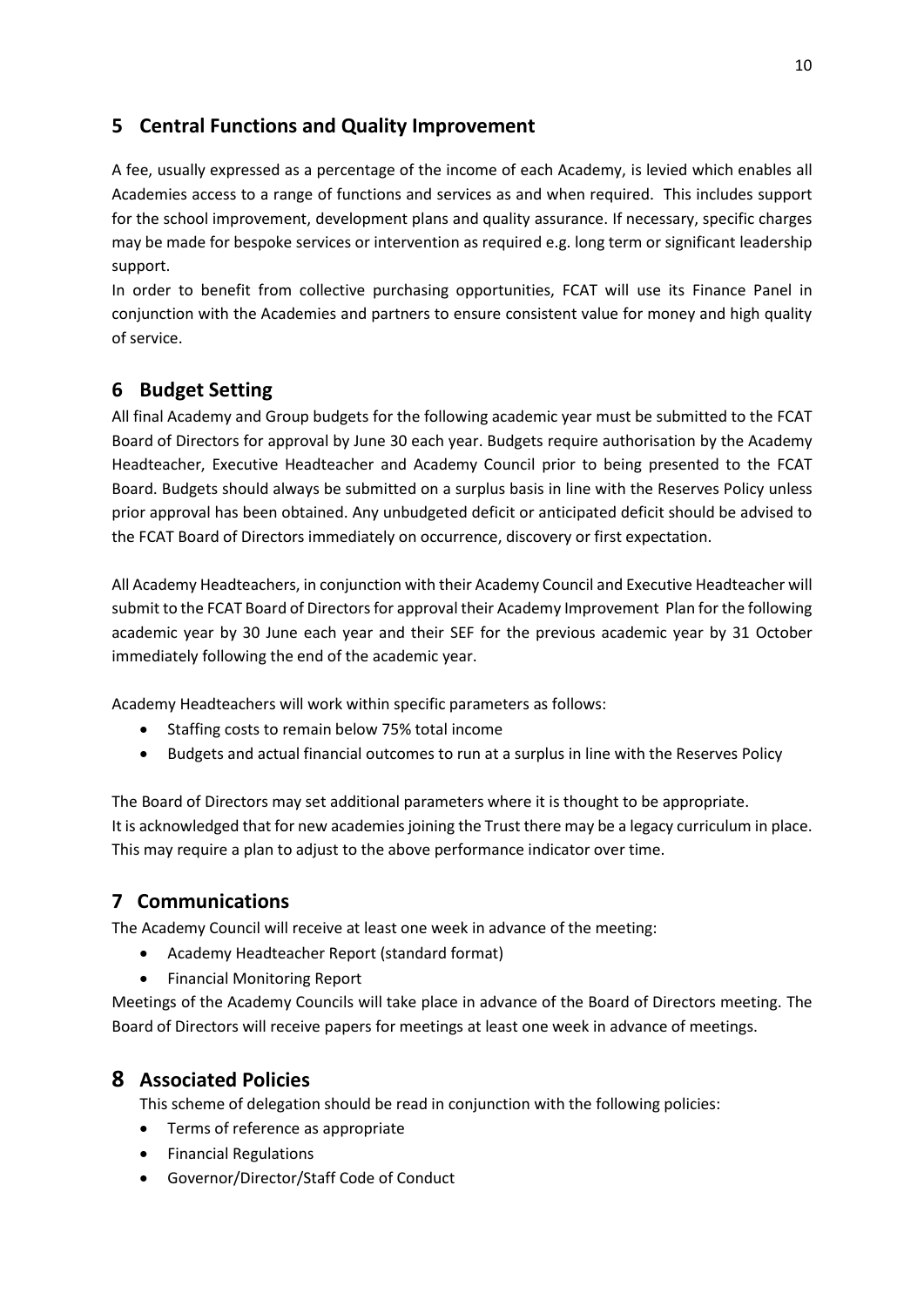## 5 Central Functions and Quality Improvement

A fee, usually expressed as a percentage of the income of each Academy, is levied which enables all Academies access to a range of functions and services as and when required. This includes support for the school improvement, development plans and quality assurance. If necessary, specific charges may be made for bespoke services or intervention as required e.g. long term or significant leadership support.

In order to benefit from collective purchasing opportunities, FCAT will use its Finance Panel in conjunction with the Academies and partners to ensure consistent value for money and high quality of service.

## 6 Budget Setting

All final Academy and Group budgets for the following academic year must be submitted to the FCAT Board of Directors for approval by June 30 each year. Budgets require authorisation by the Academy Headteacher, Executive Headteacher and Academy Council prior to being presented to the FCAT Board. Budgets should always be submitted on a surplus basis in line with the Reserves Policy unless prior approval has been obtained. Any unbudgeted deficit or anticipated deficit should be advised to the FCAT Board of Directors immediately on occurrence, discovery or first expectation.

All Academy Headteachers, in conjunction with their Academy Council and Executive Headteacher will submit to the FCAT Board of Directors for approval their Academy Improvement Plan for the following academic year by 30 June each year and their SEF for the previous academic year by 31 October immediately following the end of the academic year.

Academy Headteachers will work within specific parameters as follows:

- Staffing costs to remain below 75% total income
- Budgets and actual financial outcomes to run at a surplus in line with the Reserves Policy

The Board of Directors may set additional parameters where it is thought to be appropriate.
It is acknowledged that for new academies joining the Trust there may be a legacy curriculum in place. This may require a plan to adjust to the above performance indicator over time.

## 7 Communications

The Academy Council will receive at least one week in advance of the meeting:

- Academy Headteacher Report (standard format)
- Financial Monitoring Report

Meetings of the Academy Councils will take place in advance of the Board of Directors meeting. The Board of Directors will receive papers for meetings at least one week in advance of meetings.

## 8 Associated Policies

This scheme of delegation should be read in conjunction with the following policies:

- Terms of reference as appropriate
- Financial Regulations
- Governor/Director/Staff Code of Conduct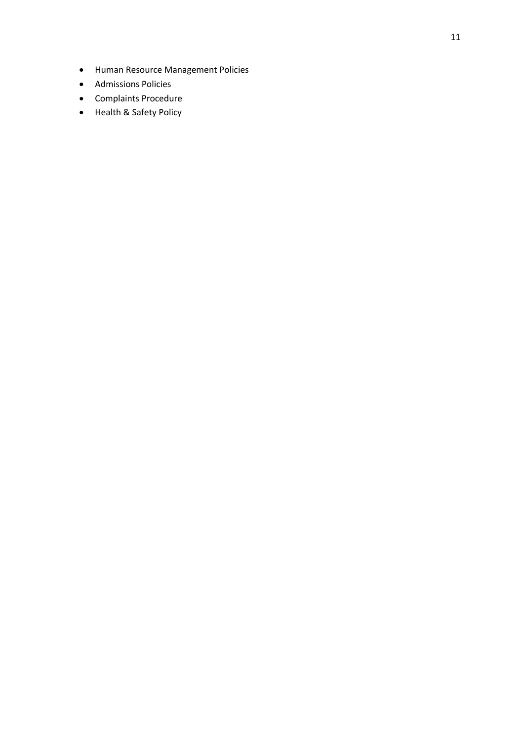- Human Resource Management Policies
- Admissions Policies
- Complaints Procedure
- Health & Safety Policy